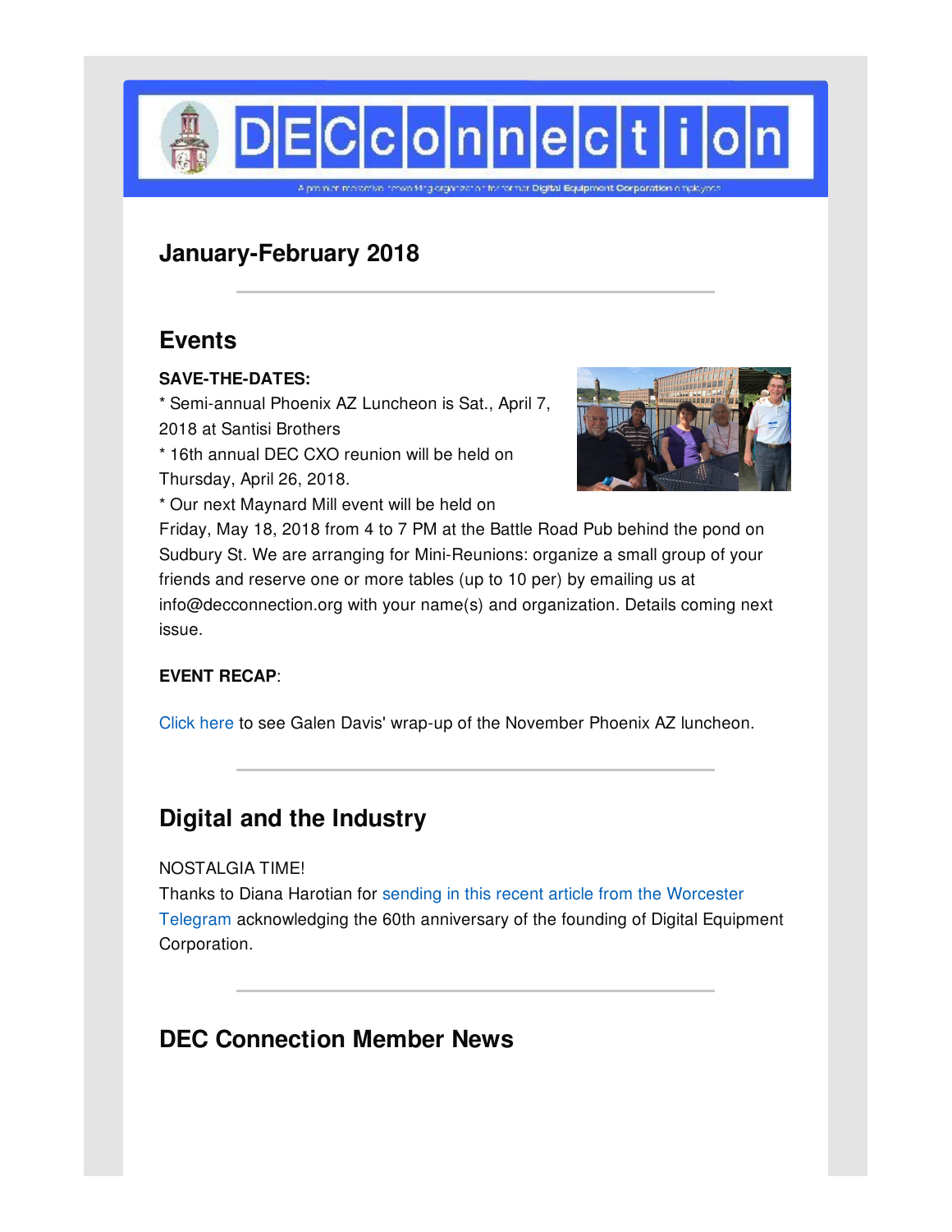# DECconnection

A premier networking organization for former Digital Equipment Corporation employees

## January-February 2018

## Events

**SAVE-THE-DATES:**

* Semi-annual Phoenix AZ Luncheon is Sat., April 7, 2018 at Santisi Brothers
* 16th annual DEC CXO reunion will be held on Thursday, April 26, 2018.
* Our next Maynard Mill event will be held on Friday, May 18, 2018 from 4 to 7 PM at the Battle Road Pub behind the pond on Sudbury St. We are arranging for Mini-Reunions: organize a small group of your friends and reserve one or more tables (up to 10 per) by emailing us at info@decconnection.org with your name(s) and organization. Details coming next issue.

**EVENT RECAP**:

Click here to see Galen Davis' wrap-up of the November Phoenix AZ luncheon.

## Digital and the Industry

NOSTALGIA TIME!

Thanks to Diana Harotian for sending in this recent article from the Worcester Telegram acknowledging the 60th anniversary of the founding of Digital Equipment Corporation.

## DEC Connection Member News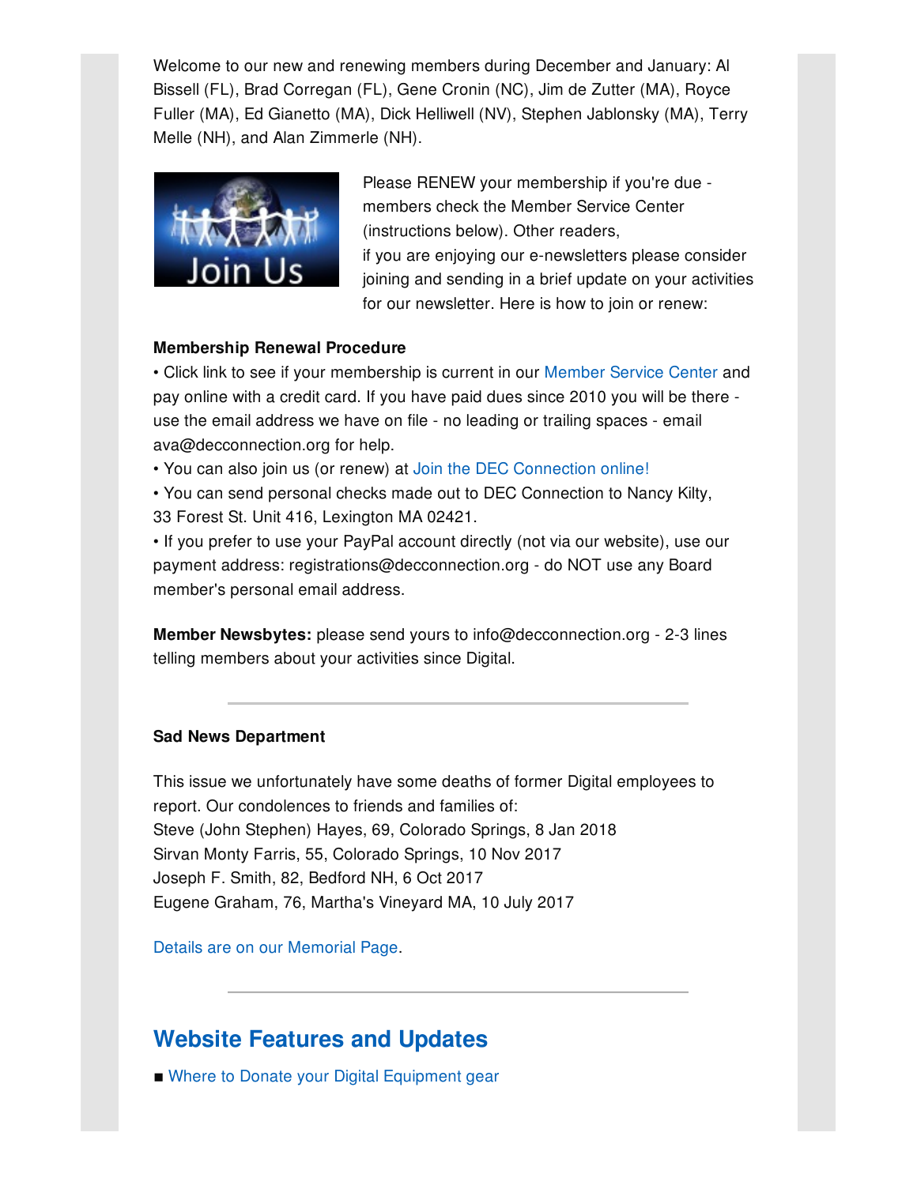Welcome to our new and renewing members during December and January: Al Bissell (FL), Brad Corregan (FL), Gene Cronin (NC), Jim de Zutter (MA), Royce Fuller (MA), Ed Gianetto (MA), Dick Helliwell (NV), Stephen Jablonsky (MA), Terry Melle (NH), and Alan Zimmerle (NH).

Please RENEW your membership if you're due - members check the Member Service Center (instructions below). Other readers, if you are enjoying our e-newsletters please consider joining and sending in a brief update on your activities for our newsletter. Here is how to join or renew:

**Membership Renewal Procedure**

• Click link to see if your membership is current in our Member Service Center and pay online with a credit card. If you have paid dues since 2010 you will be there - use the email address we have on file - no leading or trailing spaces - email ava@decconnection.org for help.
• You can also join us (or renew) at Join the DEC Connection online!
• You can send personal checks made out to DEC Connection to Nancy Kilty, 33 Forest St. Unit 416, Lexington MA 02421.
• If you prefer to use your PayPal account directly (not via our website), use our payment address: registrations@decconnection.org - do NOT use any Board member's personal email address.

**Member Newsbytes:** please send yours to info@decconnection.org - 2-3 lines telling members about your activities since Digital.

---

**Sad News Department**

This issue we unfortunately have some deaths of former Digital employees to report. Our condolences to friends and families of:
Steve (John Stephen) Hayes, 69, Colorado Springs, 8 Jan 2018
Sirvan Monty Farris, 55, Colorado Springs, 10 Nov 2017
Joseph F. Smith, 82, Bedford NH, 6 Oct 2017
Eugene Graham, 76, Martha's Vineyard MA, 10 July 2017

Details are on our Memorial Page.

---

## Website Features and Updates

■ Where to Donate your Digital Equipment gear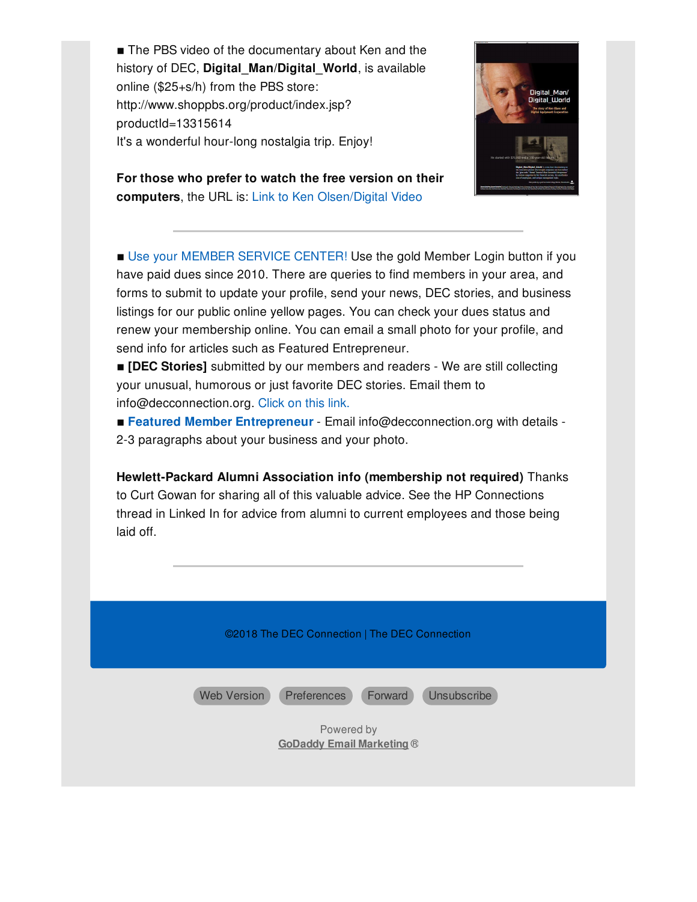■ The PBS video of the documentary about Ken and the history of DEC, **Digital_Man/Digital_World**, is available online ($25+s/h) from the PBS store: http://www.shoppbs.org/product/index.jsp?productId=13315614
It's a wonderful hour-long nostalgia trip. Enjoy!

**For those who prefer to watch the free version on their computers**, the URL is: Link to Ken Olsen/Digital Video

---

■ Use your MEMBER SERVICE CENTER! Use the gold Member Login button if you have paid dues since 2010. There are queries to find members in your area, and forms to submit to update your profile, send your news, DEC stories, and business listings for our public online yellow pages. You can check your dues status and renew your membership online. You can email a small photo for your profile, and send info for articles such as Featured Entrepreneur.
■ **[DEC Stories]** submitted by our members and readers - We are still collecting your unusual, humorous or just favorite DEC stories. Email them to info@decconnection.org. Click on this link.
■ **Featured Member Entrepreneur** - Email info@decconnection.org with details - 2-3 paragraphs about your business and your photo.

**Hewlett-Packard Alumni Association info (membership not required)** Thanks to Curt Gowan for sharing all of this valuable advice. See the HP Connections thread in Linked In for advice from alumni to current employees and those being laid off.

---

©2018 The DEC Connection | The DEC Connection

Web Version | Preferences | Forward | Unsubscribe

Powered by
GoDaddy Email Marketing ®